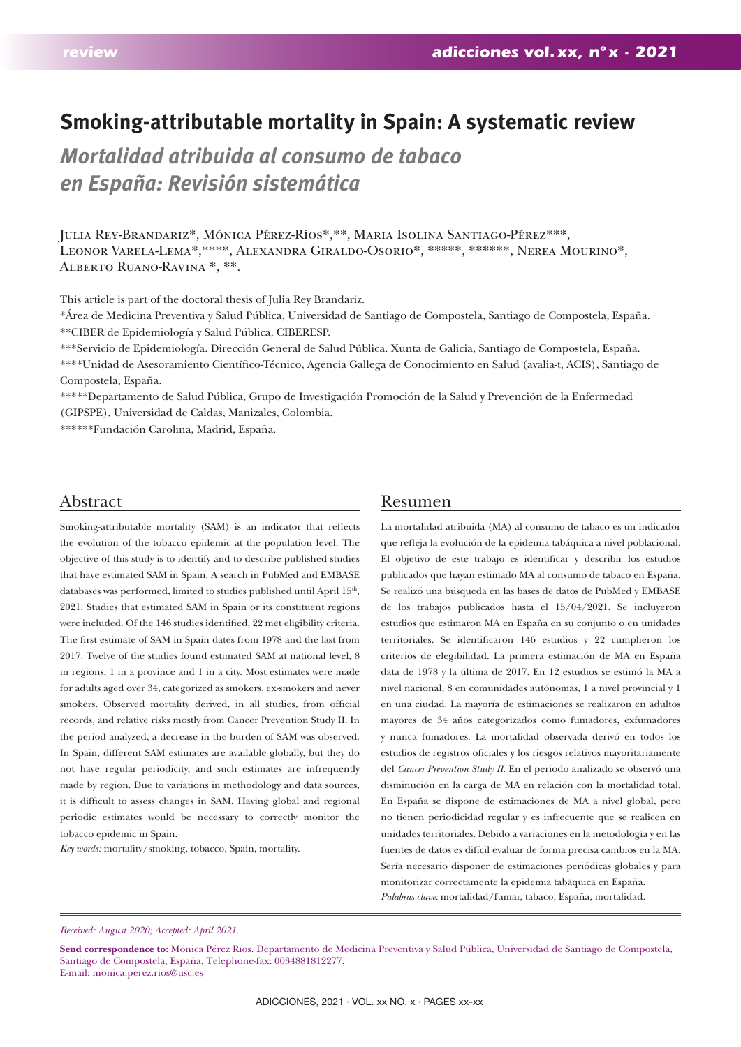# Smoking-attributable mortality in Spain: A systematic review

## *Mortalidad atribuida al consumo de tabaco en España: Revisión sistemática*

Julia Rey-Brandariz*, Mónica Pérez-Ríos*,**, Maria Isolina Santiago-Pérez***, Leonor Varela-Lema*,****, Alexandra Giraldo-Osorio*, *****, ******, Nerea Mourino*, Alberto Ruano-Ravina *, **.

This article is part of the doctoral thesis of Julia Rey Brandariz.

*Área de Medicina Preventiva y Salud Pública, Universidad de Santiago de Compostela, Santiago de Compostela, España.

**CIBER de Epidemiología y Salud Pública, CIBERESP.

***Servicio de Epidemiología. Dirección General de Salud Pública. Xunta de Galicia, Santiago de Compostela, España.

****Unidad de Asesoramiento Científico-Técnico, Agencia Gallega de Conocimiento en Salud (avalia-t, ACIS), Santiago de Compostela, España.

*****Departamento de Salud Pública, Grupo de Investigación Promoción de la Salud y Prevención de la Enfermedad (GIPSPE), Universidad de Caldas, Manizales, Colombia.

******Fundación Carolina, Madrid, España.

## Abstract

Smoking-attributable mortality (SAM) is an indicator that reflects the evolution of the tobacco epidemic at the population level. The objective of this study is to identify and to describe published studies that have estimated SAM in Spain. A search in PubMed and EMBASE databases was performed, limited to studies published until April 15th, 2021. Studies that estimated SAM in Spain or its constituent regions were included. Of the 146 studies identified, 22 met eligibility criteria. The first estimate of SAM in Spain dates from 1978 and the last from 2017. Twelve of the studies found estimated SAM at national level, 8 in regions, 1 in a province and 1 in a city. Most estimates were made for adults aged over 34, categorized as smokers, ex-smokers and never smokers. Observed mortality derived, in all studies, from official records, and relative risks mostly from Cancer Prevention Study II. In the period analyzed, a decrease in the burden of SAM was observed. In Spain, different SAM estimates are available globally, but they do not have regular periodicity, and such estimates are infrequently made by region. Due to variations in methodology and data sources, it is difficult to assess changes in SAM. Having global and regional periodic estimates would be necessary to correctly monitor the tobacco epidemic in Spain.

*Key words:* mortality/smoking, tobacco, Spain, mortality.

## Resumen

La mortalidad atribuida (MA) al consumo de tabaco es un indicador que refleja la evolución de la epidemia tabáquica a nivel poblacional. El objetivo de este trabajo es identificar y describir los estudios publicados que hayan estimado MA al consumo de tabaco en España. Se realizó una búsqueda en las bases de datos de PubMed y EMBASE de los trabajos publicados hasta el 15/04/2021. Se incluyeron estudios que estimaron MA en España en su conjunto o en unidades territoriales. Se identificaron 146 estudios y 22 cumplieron los criterios de elegibilidad. La primera estimación de MA en España data de 1978 y la última de 2017. En 12 estudios se estimó la MA a nivel nacional, 8 en comunidades autónomas, 1 a nivel provincial y 1 en una ciudad. La mayoría de estimaciones se realizaron en adultos mayores de 34 años categorizados como fumadores, exfumadores y nunca fumadores. La mortalidad observada derivó en todos los estudios de registros oficiales y los riesgos relativos mayoritariamente del *Cancer Prevention Study II*. En el periodo analizado se observó una disminución en la carga de MA en relación con la mortalidad total. En España se dispone de estimaciones de MA a nivel global, pero no tienen periodicidad regular y es infrecuente que se realicen en unidades territoriales. Debido a variaciones en la metodología y en las fuentes de datos es difícil evaluar de forma precisa cambios en la MA. Sería necesario disponer de estimaciones periódicas globales y para monitorizar correctamente la epidemia tabáquica en España.

*Palabras clave:* mortalidad/fumar, tabaco, España, mortalidad.

*Received: August 2020; Accepted: April 2021.*

**Send correspondence to:** Mónica Pérez Ríos. Departamento de Medicina Preventiva y Salud Pública, Universidad de Santiago de Compostela, Santiago de Compostela, España. Telephone-fax: 0034881812277.
E-mail: monica.perez.rios@usc.es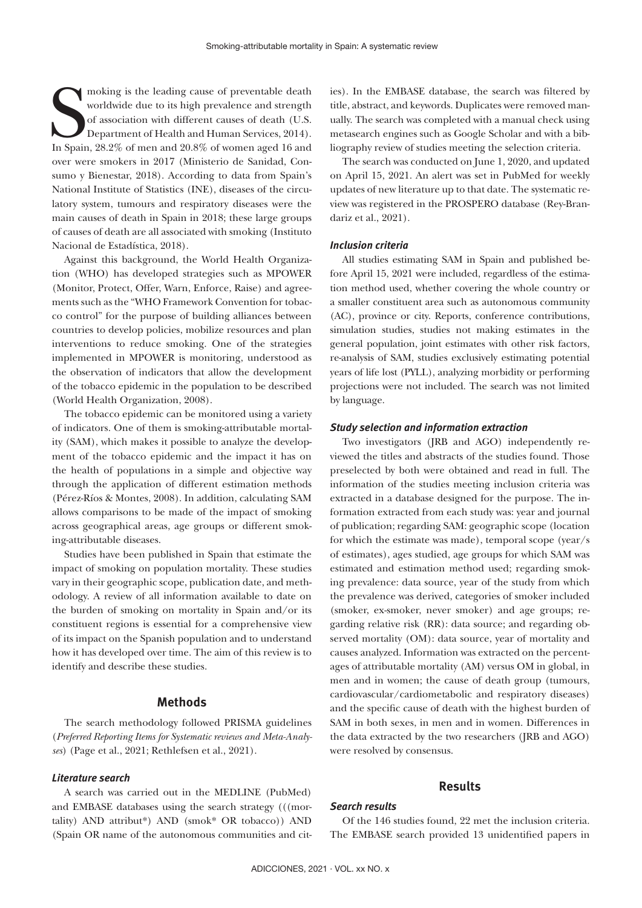Smoking is the leading cause of preventable death worldwide due to its high prevalence and strength of association with different causes of death (U.S. Department of Health and Human Services, 2014). In Spain, 28.2% of men and 20.8% of women aged 16 and over were smokers in 2017 (Ministerio de Sanidad, Consumo y Bienestar, 2018). According to data from Spain's National Institute of Statistics (INE), diseases of the circulatory system, tumours and respiratory diseases were the main causes of death in Spain in 2018; these large groups of causes of death are all associated with smoking (Instituto Nacional de Estadística, 2018).

Against this background, the World Health Organization (WHO) has developed strategies such as MPOWER (Monitor, Protect, Offer, Warn, Enforce, Raise) and agreements such as the "WHO Framework Convention for tobacco control" for the purpose of building alliances between countries to develop policies, mobilize resources and plan interventions to reduce smoking. One of the strategies implemented in MPOWER is monitoring, understood as the observation of indicators that allow the development of the tobacco epidemic in the population to be described (World Health Organization, 2008).

The tobacco epidemic can be monitored using a variety of indicators. One of them is smoking-attributable mortality (SAM), which makes it possible to analyze the development of the tobacco epidemic and the impact it has on the health of populations in a simple and objective way through the application of different estimation methods (Pérez-Ríos & Montes, 2008). In addition, calculating SAM allows comparisons to be made of the impact of smoking across geographical areas, age groups or different smoking-attributable diseases.

Studies have been published in Spain that estimate the impact of smoking on population mortality. These studies vary in their geographic scope, publication date, and methodology. A review of all information available to date on the burden of smoking on mortality in Spain and/or its constituent regions is essential for a comprehensive view of its impact on the Spanish population and to understand how it has developed over time. The aim of this review is to identify and describe these studies.

## Methods

The search methodology followed PRISMA guidelines (*Preferred Reporting Items for Systematic reviews and Meta-Analyses*) (Page et al., 2021; Rethlefsen et al., 2021).

### Literature search

A search was carried out in the MEDLINE (PubMed) and EMBASE databases using the search strategy (((mortality) AND attribut*) AND (smok* OR tobacco)) AND (Spain OR name of the autonomous communities and cities). In the EMBASE database, the search was filtered by title, abstract, and keywords. Duplicates were removed manually. The search was completed with a manual check using metasearch engines such as Google Scholar and with a bibliography review of studies meeting the selection criteria.

The search was conducted on June 1, 2020, and updated on April 15, 2021. An alert was set in PubMed for weekly updates of new literature up to that date. The systematic review was registered in the PROSPERO database (Rey-Brandariz et al., 2021).

### Inclusion criteria

All studies estimating SAM in Spain and published before April 15, 2021 were included, regardless of the estimation method used, whether covering the whole country or a smaller constituent area such as autonomous community (AC), province or city. Reports, conference contributions, simulation studies, studies not making estimates in the general population, joint estimates with other risk factors, re-analysis of SAM, studies exclusively estimating potential years of life lost (PYLL), analyzing morbidity or performing projections were not included. The search was not limited by language.

### Study selection and information extraction

Two investigators (JRB and AGO) independently reviewed the titles and abstracts of the studies found. Those preselected by both were obtained and read in full. The information of the studies meeting inclusion criteria was extracted in a database designed for the purpose. The information extracted from each study was: year and journal of publication; regarding SAM: geographic scope (location for which the estimate was made), temporal scope (year/s of estimates), ages studied, age groups for which SAM was estimated and estimation method used; regarding smoking prevalence: data source, year of the study from which the prevalence was derived, categories of smoker included (smoker, ex-smoker, never smoker) and age groups; regarding relative risk (RR): data source; and regarding observed mortality (OM): data source, year of mortality and causes analyzed. Information was extracted on the percentages of attributable mortality (AM) versus OM in global, in men and in women; the cause of death group (tumours, cardiovascular/cardiometabolic and respiratory diseases) and the specific cause of death with the highest burden of SAM in both sexes, in men and in women. Differences in the data extracted by the two researchers (JRB and AGO) were resolved by consensus.

## Results

### Search results

Of the 146 studies found, 22 met the inclusion criteria. The EMBASE search provided 13 unidentified papers in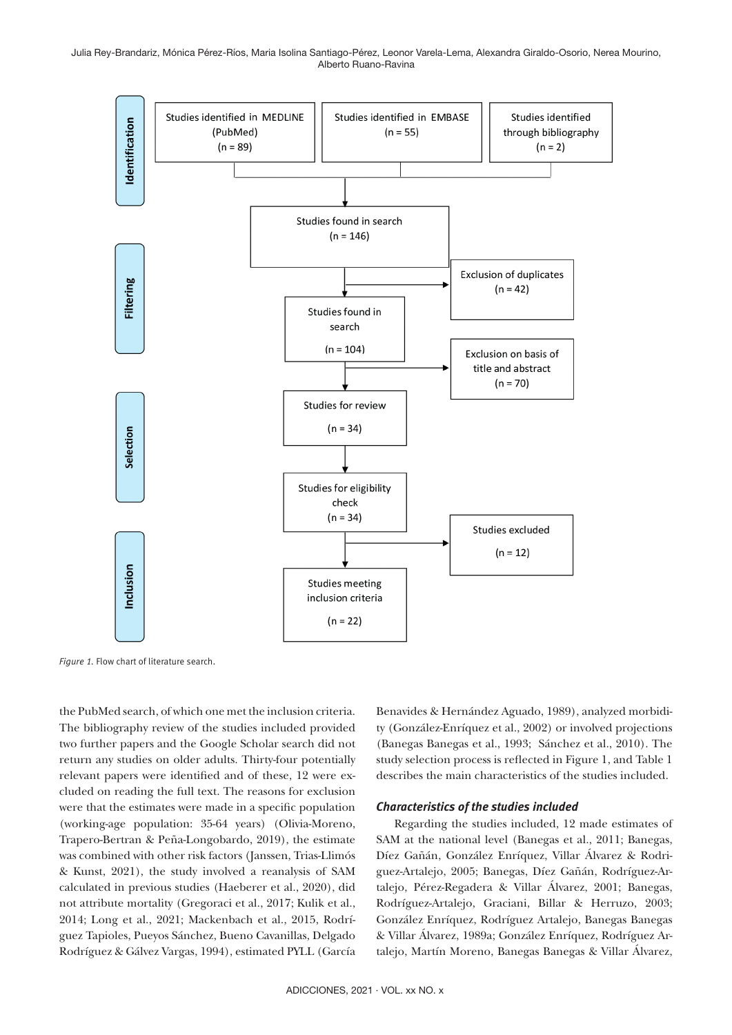Figure 1. Flow chart of literature search.

the PubMed search, of which one met the inclusion criteria. The bibliography review of the studies included provided two further papers and the Google Scholar search did not return any studies on older adults. Thirty-four potentially relevant papers were identified and of these, 12 were excluded on reading the full text. The reasons for exclusion were that the estimates were made in a specific population (working-age population: 35-64 years) (Olivia-Moreno, Trapero-Bertran & Peña-Longobardo, 2019), the estimate was combined with other risk factors (Janssen, Trias-Llimós & Kunst, 2021), the study involved a reanalysis of SAM calculated in previous studies (Haeberer et al., 2020), did not attribute mortality (Gregoraci et al., 2017; Kulik et al., 2014; Long et al., 2021; Mackenbach et al., 2015, Rodríguez Tapioles, Pueyos Sánchez, Bueno Cavanillas, Delgado Rodríguez & Gálvez Vargas, 1994), estimated PYLL (García Benavides & Hernández Aguado, 1989), analyzed morbidity (González-Enríquez et al., 2002) or involved projections (Banegas Banegas et al., 1993; Sánchez et al., 2010). The study selection process is reflected in Figure 1, and Table 1 describes the main characteristics of the studies included.

### *Characteristics of the studies included*

Regarding the studies included, 12 made estimates of SAM at the national level (Banegas et al., 2011; Banegas, Díez Gañán, González Enríquez, Villar Álvarez & Rodriguez-Artalejo, 2005; Banegas, Díez Gañán, Rodríguez-Artalejo, Pérez-Regadera & Villar Álvarez, 2001; Banegas, Rodríguez-Artalejo, Graciani, Billar & Herruzo, 2003; González Enríquez, Rodríguez Artalejo, Banegas Banegas & Villar Álvarez, 1989a; González Enríquez, Rodríguez Artalejo, Martín Moreno, Banegas Banegas & Villar Álvarez,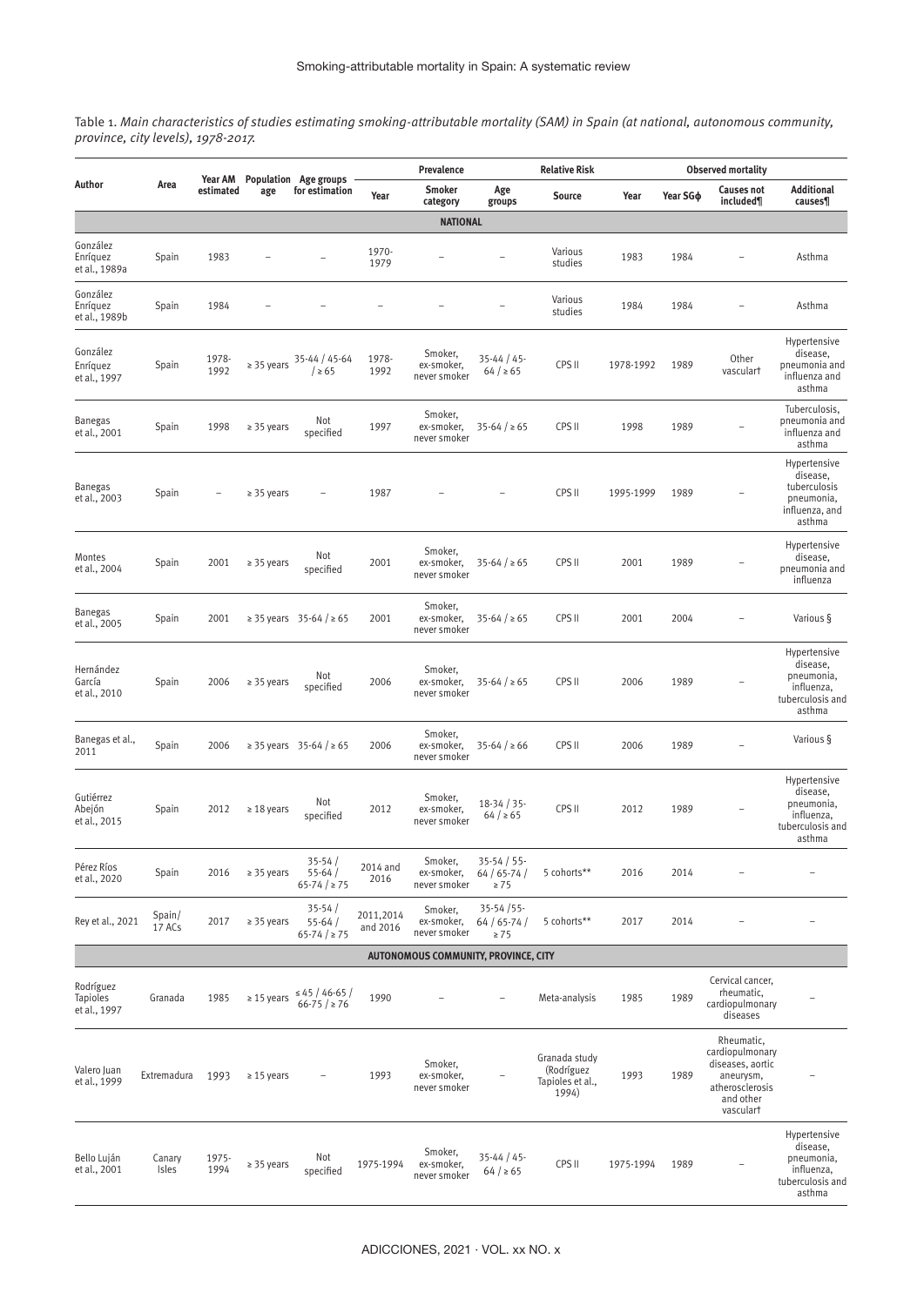Table 1. *Main characteristics of studies estimating smoking-attributable mortality (SAM) in Spain (at national, autonomous community, province, city levels), 1978-2017.*

| Author | Area | Year AM estimated | Population age | Age groups for estimation | Prevalence | | | Relative Risk | | Observed mortality | | |
|---|---|---|---|---|---|---|---|---|---|---|---|---|
| | | | | | Year | Smoker category | Age groups | Source | Year | Year SGϕ | Causes not included¶ | Additional causes¶ |
| **NATIONAL** | | | | | | | | | | | | |
| González Enríquez et al., 1989a | Spain | 1983 | – | – | 1970-1979 | – | – | Various studies | 1983 | 1984 | – | Asthma |
| González Enríquez et al., 1989b | Spain | 1984 | – | – | – | – | – | Various studies | 1984 | 1984 | – | Asthma |
| González Enríquez et al., 1997 | Spain | 1978-1992 | ≥ 35 years | 35-44 / 45-64 / ≥ 65 | 1978-1992 | Smoker, ex-smoker, never smoker | 35-44 / 45-64 / ≥ 65 | CPS II | 1978-1992 | 1989 | Other vascular† | Hypertensive disease, pneumonia and influenza and asthma |
| Banegas et al., 2001 | Spain | 1998 | ≥ 35 years | Not specified | 1997 | Smoker, ex-smoker, never smoker | 35-64 / ≥ 65 | CPS II | 1998 | 1989 | – | Tuberculosis, pneumonia and influenza and asthma |
| Banegas et al., 2003 | Spain | – | ≥ 35 years | – | 1987 | – | – | CPS II | 1995-1999 | 1989 | – | Hypertensive disease, tuberculosis pneumonia, influenza, and asthma |
| Montes et al., 2004 | Spain | 2001 | ≥ 35 years | Not specified | 2001 | Smoker, ex-smoker, never smoker | 35-64 / ≥ 65 | CPS II | 2001 | 1989 | – | Hypertensive disease, pneumonia and influenza |
| Banegas et al., 2005 | Spain | 2001 | ≥ 35 years | 35-64 / ≥ 65 | 2001 | Smoker, ex-smoker, never smoker | 35-64 / ≥ 65 | CPS II | 2001 | 2004 | – | Various § |
| Hernández García et al., 2010 | Spain | 2006 | ≥ 35 years | Not specified | 2006 | Smoker, ex-smoker, never smoker | 35-64 / ≥ 65 | CPS II | 2006 | 1989 | – | Hypertensive disease, pneumonia, influenza, tuberculosis and asthma |
| Banegas et al., 2011 | Spain | 2006 | ≥ 35 years | 35-64 / ≥ 65 | 2006 | Smoker, ex-smoker, never smoker | 35-64 / ≥ 66 | CPS II | 2006 | 1989 | – | Various § |
| Gutiérrez Abejón et al., 2015 | Spain | 2012 | ≥ 18 years | Not specified | 2012 | Smoker, ex-smoker, never smoker | 18-34 / 35-64 / ≥ 65 | CPS II | 2012 | 1989 | – | Hypertensive disease, pneumonia, influenza, tuberculosis and asthma |
| Pérez Ríos et al., 2020 | Spain | 2016 | ≥ 35 years | 35-54 / 55-64 / 65-74 / ≥ 75 | 2014 and 2016 | Smoker, ex-smoker, never smoker | 35-54 / 55-64 / 65-74 / ≥ 75 | 5 cohorts** | 2016 | 2014 | – | – |
| Rey et al., 2021 | Spain/ 17 ACs | 2017 | ≥ 35 years | 35-54 / 55-64 / 65-74 / ≥ 75 | 2011,2014 and 2016 | Smoker, ex-smoker, never smoker | 35-54 /55-64 / 65-74 / ≥ 75 | 5 cohorts** | 2017 | 2014 | – | – |
| **AUTONOMOUS COMMUNITY, PROVINCE, CITY** | | | | | | | | | | | | |
| Rodríguez Tapioles et al., 1997 | Granada | 1985 | ≥ 15 years | ≤ 45 / 46-65 / 66-75 / ≥ 76 | 1990 | – | – | Meta-analysis | 1985 | 1989 | Cervical cancer, rheumatic, cardiopulmonary diseases | – |
| Valero Juan et al., 1999 | Extremadura | 1993 | ≥ 15 years | – | 1993 | Smoker, ex-smoker, never smoker | – | Granada study (Rodríguez Tapioles et al., 1994) | 1993 | 1989 | Rheumatic, cardiopulmonary diseases, aortic aneurysm, atherosclerosis and other vascular† | – |
| Bello Luján et al., 2001 | Canary Isles | 1975-1994 | ≥ 35 years | Not specified | 1975-1994 | Smoker, ex-smoker, never smoker | 35-44 / 45-64 / ≥ 65 | CPS II | 1975-1994 | 1989 | – | Hypertensive disease, pneumonia, influenza, tuberculosis and asthma |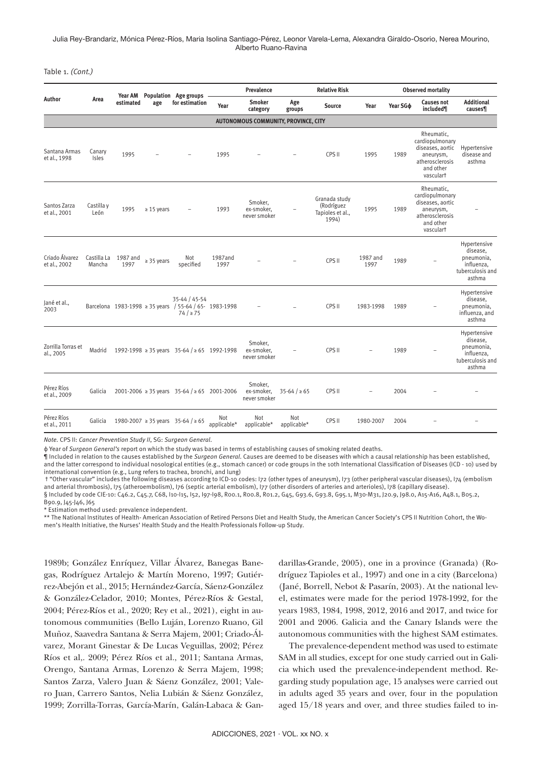Table 1. *(Cont.)*

| Author | Area | Year AM estimated | Population age | Age groups for estimation | Prevalence | | | Relative Risk | Observed mortality | | | |
|---|---|---|---|---|---|---|---|---|---|---|---|---|
| | | | | | Year | Smoker category | Age groups | Source | Year | Year SGϕ | Causes not included¶ | Additional causes¶ |
| **AUTONOMOUS COMMUNITY, PROVINCE, CITY** | | | | | | | | | | | | |
| Santana Armas et al., 1998 | Canary Isles | 1995 | – | – | 1995 | – | – | CPS II | 1995 | 1989 | Rheumatic, cardiopulmonary diseases, aortic aneurysm, atherosclerosis and other vascular† | Hypertensive disease and asthma |
| Santos Zarza et al., 2001 | Castilla y León | 1995 | ≥ 15 years | – | 1993 | Smoker, ex-smoker, never smoker | – | Granada study (Rodríguez Tapioles et al., 1994) | 1995 | 1989 | Rheumatic, cardiopulmonary diseases, aortic aneurysm, atherosclerosis and other vascular† | – |
| Criado Álvarez et al., 2002 | Castilla La Mancha | 1987 and 1997 | ≥ 35 years | Not specified | 1987and 1997 | – | – | CPS II | 1987 and 1997 | 1989 | – | Hypertensive disease, pneumonia, influenza, tuberculosis and asthma |
| Jané et al., 2003 | Barcelona | 1983-1998 | ≥ 35 years | 35-44 / 45-54 / 55-64 / 65-74 / ≥ 75 | 1983-1998 | – | – | CPS II | 1983-1998 | 1989 | – | Hypertensive disease, pneumonia, influenza, and asthma |
| Zorrilla Torras et al., 2005 | Madrid | 1992-1998 | ≥ 35 years | 35-64 / ≥ 65 | 1992-1998 | Smoker, ex-smoker, never smoker | – | CPS II | – | 1989 | – | Hypertensive disease, pneumonia, influenza, tuberculosis and asthma |
| Pérez Ríos et al., 2009 | Galicia | 2001-2006 | ≥ 35 years | 35-64 / ≥ 65 | 2001-2006 | Smoker, ex-smoker, never smoker | 35-64 / ≥ 65 | CPS II | – | 2004 | – | – |
| Pérez Ríos et al., 2011 | Galicia | 1980-2007 | ≥ 35 years | 35-64 / ≥ 65 | Not applicable* | Not applicable* | Not applicable* | CPS II | 1980-2007 | 2004 | – | – |

*Note.* CPS II: *Cancer Prevention Study II*, SG: *Surgeon General*.

ϕ Year of *Surgeon General's* report on which the study was based in terms of establishing causes of smoking related deaths.

¶ Included in relation to the causes established by the *Surgeon General*. Causes are deemed to be diseases with which a causal relationship has been established, and the latter correspond to individual nosological entities (e.g., stomach cancer) or code groups in the 10th International Classification of Diseases (ICD - 10) used by international convention (e.g., Lung refers to trachea, bronchi, and lung)

† "Other vascular" includes the following diseases according to ICD-10 codes: I72 (other types of aneurysm), I73 (other peripheral vascular diseases), I74 (embolism and arterial thrombosis), I75 (atheroembolism), I76 (septic arterial embolism), I77 (other disorders of arteries and arterioles), I78 (capillary disease).

§ Included by code CIE-10: C46.2, C45.7, C68, I10-I15, I52, I97-I98, R00.1, R00.8, R01.2, G45, G93.6, G93.8, G95.1, M30-M31, J20.9, J98.0, A15-A16, A48.1, B05.2, B90.9, J45-J46, J65

\* Estimation method used: prevalence independent.

\*\* The National Institutes of Health- American Association of Retired Persons Diet and Health Study, the American Cancer Society's CPS II Nutrition Cohort, the Women's Health Initiative, the Nurses' Health Study and the Health Professionals Follow-up Study.

1989b; González Enríquez, Villar Álvarez, Banegas Banegas, Rodríguez Artalejo & Martín Moreno, 1997; Gutiérrez-Abejón et al., 2015; Hernández-García, Sáenz-González & González-Celador, 2010; Montes, Pérez-Ríos & Gestal, 2004; Pérez-Ríos et al., 2020; Rey et al., 2021), eight in autonomous communities (Bello Luján, Lorenzo Ruano, Gil Muñoz, Saavedra Santana & Serra Majem, 2001; Criado-Álvarez, Morant Ginestar & De Lucas Veguillas, 2002; Pérez Ríos et al,. 2009; Pérez Ríos et al., 2011; Santana Armas, Orengo, Santana Armas, Lorenzo & Serra Majem, 1998; Santos Zarza, Valero Juan & Sáenz González, 2001; Valero Juan, Carrero Santos, Nelia Lubián & Sáenz González, 1999; Zorrilla-Torras, García-Marín, Galán-Labaca & Gandarillas-Grande, 2005), one in a province (Granada) (Rodríguez Tapioles et al., 1997) and one in a city (Barcelona) (Jané, Borrell, Nebot & Pasarín, 2003). At the national level, estimates were made for the period 1978-1992, for the years 1983, 1984, 1998, 2012, 2016 and 2017, and twice for 2001 and 2006. Galicia and the Canary Islands were the autonomous communities with the highest SAM estimates.

The prevalence-dependent method was used to estimate SAM in all studies, except for one study carried out in Galicia which used the prevalence-independent method. Regarding study population age, 15 analyses were carried out in adults aged 35 years and over, four in the population aged 15/18 years and over, and three studies failed to in-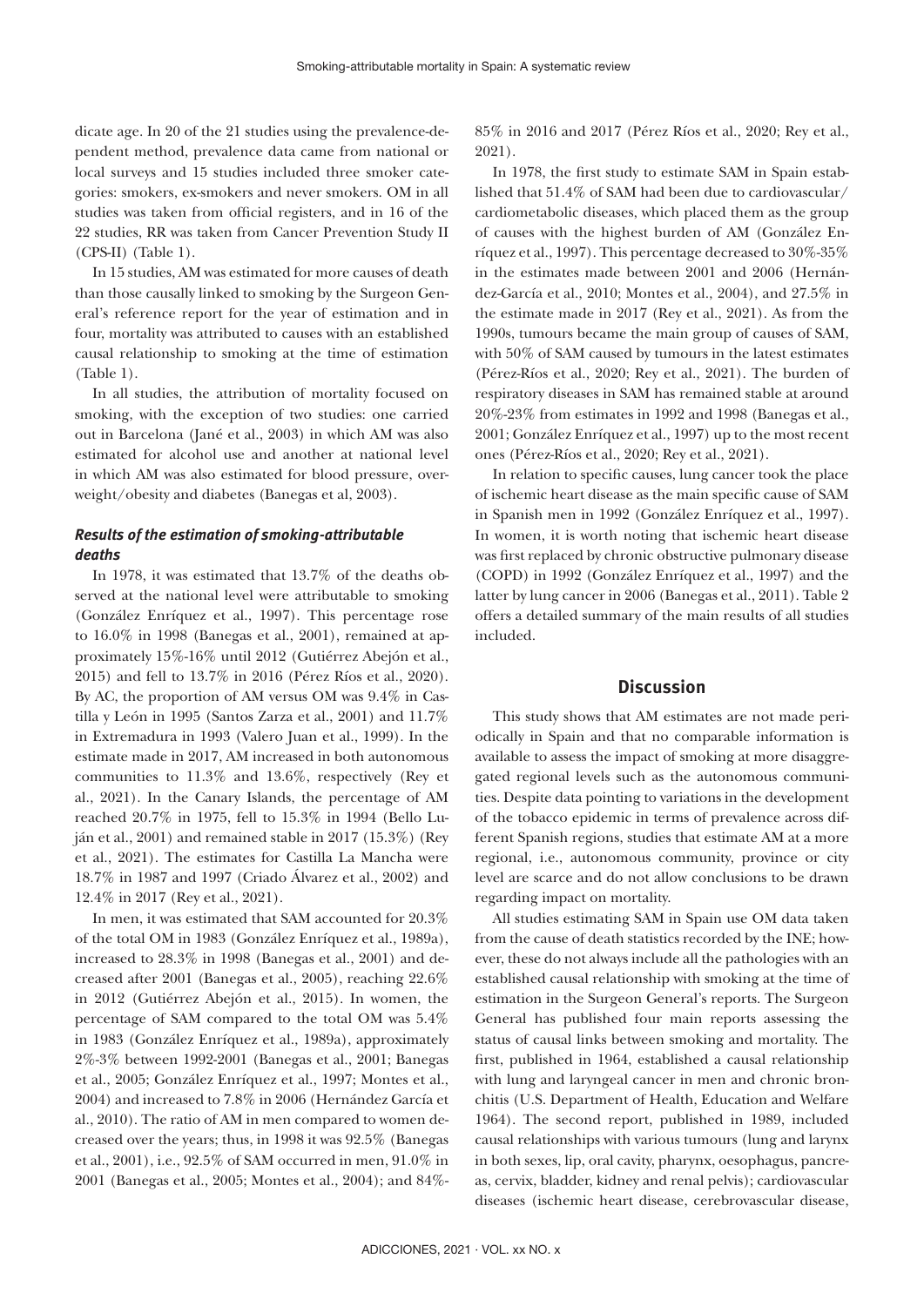dicate age. In 20 of the 21 studies using the prevalence-dependent method, prevalence data came from national or local surveys and 15 studies included three smoker categories: smokers, ex-smokers and never smokers. OM in all studies was taken from official registers, and in 16 of the 22 studies, RR was taken from Cancer Prevention Study II (CPS-II) (Table 1).

In 15 studies, AM was estimated for more causes of death than those causally linked to smoking by the Surgeon General's reference report for the year of estimation and in four, mortality was attributed to causes with an established causal relationship to smoking at the time of estimation (Table 1).

In all studies, the attribution of mortality focused on smoking, with the exception of two studies: one carried out in Barcelona (Jané et al., 2003) in which AM was also estimated for alcohol use and another at national level in which AM was also estimated for blood pressure, overweight/obesity and diabetes (Banegas et al, 2003).

### *Results of the estimation of smoking-attributable deaths*

In 1978, it was estimated that 13.7% of the deaths observed at the national level were attributable to smoking (González Enríquez et al., 1997). This percentage rose to 16.0% in 1998 (Banegas et al., 2001), remained at approximately 15%-16% until 2012 (Gutiérrez Abejón et al., 2015) and fell to 13.7% in 2016 (Pérez Ríos et al., 2020). By AC, the proportion of AM versus OM was 9.4% in Castilla y León in 1995 (Santos Zarza et al., 2001) and 11.7% in Extremadura in 1993 (Valero Juan et al., 1999). In the estimate made in 2017, AM increased in both autonomous communities to 11.3% and 13.6%, respectively (Rey et al., 2021). In the Canary Islands, the percentage of AM reached 20.7% in 1975, fell to 15.3% in 1994 (Bello Luján et al., 2001) and remained stable in 2017 (15.3%) (Rey et al., 2021). The estimates for Castilla La Mancha were 18.7% in 1987 and 1997 (Criado Álvarez et al., 2002) and 12.4% in 2017 (Rey et al., 2021).

In men, it was estimated that SAM accounted for 20.3% of the total OM in 1983 (González Enríquez et al., 1989a), increased to 28.3% in 1998 (Banegas et al., 2001) and decreased after 2001 (Banegas et al., 2005), reaching 22.6% in 2012 (Gutiérrez Abejón et al., 2015). In women, the percentage of SAM compared to the total OM was 5.4% in 1983 (González Enríquez et al., 1989a), approximately 2%-3% between 1992-2001 (Banegas et al., 2001; Banegas et al., 2005; González Enríquez et al., 1997; Montes et al., 2004) and increased to 7.8% in 2006 (Hernández García et al., 2010). The ratio of AM in men compared to women decreased over the years; thus, in 1998 it was 92.5% (Banegas et al., 2001), i.e., 92.5% of SAM occurred in men, 91.0% in 2001 (Banegas et al., 2005; Montes et al., 2004); and 84%-85% in 2016 and 2017 (Pérez Ríos et al., 2020; Rey et al., 2021).

In 1978, the first study to estimate SAM in Spain established that 51.4% of SAM had been due to cardiovascular/cardiometabolic diseases, which placed them as the group of causes with the highest burden of AM (González Enríquez et al., 1997). This percentage decreased to 30%-35% in the estimates made between 2001 and 2006 (Hernández-García et al., 2010; Montes et al., 2004), and 27.5% in the estimate made in 2017 (Rey et al., 2021). As from the 1990s, tumours became the main group of causes of SAM, with 50% of SAM caused by tumours in the latest estimates (Pérez-Ríos et al., 2020; Rey et al., 2021). The burden of respiratory diseases in SAM has remained stable at around 20%-23% from estimates in 1992 and 1998 (Banegas et al., 2001; González Enríquez et al., 1997) up to the most recent ones (Pérez-Ríos et al., 2020; Rey et al., 2021).

In relation to specific causes, lung cancer took the place of ischemic heart disease as the main specific cause of SAM in Spanish men in 1992 (González Enríquez et al., 1997). In women, it is worth noting that ischemic heart disease was first replaced by chronic obstructive pulmonary disease (COPD) in 1992 (González Enríquez et al., 1997) and the latter by lung cancer in 2006 (Banegas et al., 2011). Table 2 offers a detailed summary of the main results of all studies included.

## Discussion

This study shows that AM estimates are not made periodically in Spain and that no comparable information is available to assess the impact of smoking at more disaggregated regional levels such as the autonomous communities. Despite data pointing to variations in the development of the tobacco epidemic in terms of prevalence across different Spanish regions, studies that estimate AM at a more regional, i.e., autonomous community, province or city level are scarce and do not allow conclusions to be drawn regarding impact on mortality.

All studies estimating SAM in Spain use OM data taken from the cause of death statistics recorded by the INE; however, these do not always include all the pathologies with an established causal relationship with smoking at the time of estimation in the Surgeon General's reports. The Surgeon General has published four main reports assessing the status of causal links between smoking and mortality. The first, published in 1964, established a causal relationship with lung and laryngeal cancer in men and chronic bronchitis (U.S. Department of Health, Education and Welfare 1964). The second report, published in 1989, included causal relationships with various tumours (lung and larynx in both sexes, lip, oral cavity, pharynx, oesophagus, pancreas, cervix, bladder, kidney and renal pelvis); cardiovascular diseases (ischemic heart disease, cerebrovascular disease,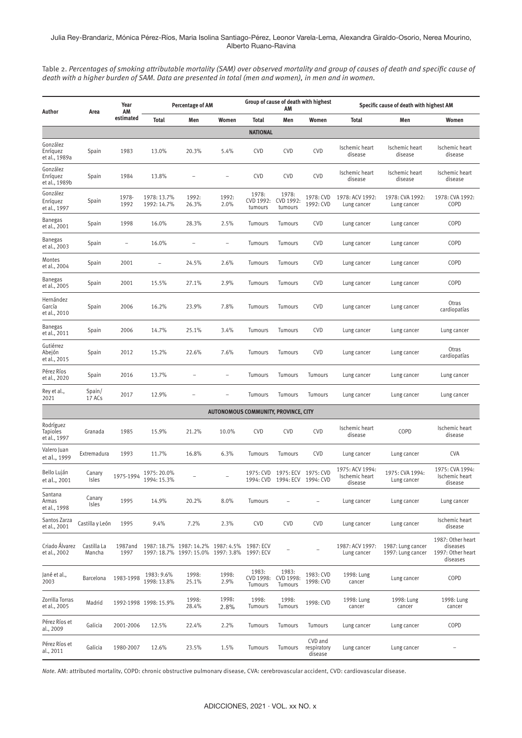Table 2. *Percentages of smoking attributable mortality (SAM) over observed mortality and group of causes of death and specific cause of death with a higher burden of SAM. Data are presented in total (men and women), in men and in women.*

| Author | Area | Year AM estimated | Percentage of AM | | | Group of cause of death with highest AM | | | Specific cause of death with highest AM | | |
|---|---|---|---|---|---|---|---|---|---|---|---|
| | | | Total | Men | Women | Total | Men | Women | Total | Men | Women |
| **NATIONAL** | | | | | | | | | | | |
| González Enríquez et al., 1989a | Spain | 1983 | 13.0% | 20.3% | 5.4% | CVD | CVD | CVD | Ischemic heart disease | Ischemic heart disease | Ischemic heart disease |
| González Enríquez et al., 1989b | Spain | 1984 | 13.8% | – | – | CVD | CVD | CVD | Ischemic heart disease | Ischemic heart disease | Ischemic heart disease |
| González Enríquez et al., 1997 | Spain | 1978-1992 | 1978: 13.7% 1992: 14.7% | 1992: 26.3% | 1992: 2.0% | 1978: CVD 1992: tumours | 1978: CVD 1992: tumours | 1978: CVD 1992: CVD | 1978: ACV 1992: Lung cancer | 1978: CVA 1992: Lung cancer | 1978: CVA 1992: COPD |
| Banegas et al., 2001 | Spain | 1998 | 16.0% | 28.3% | 2.5% | Tumours | Tumours | CVD | Lung cancer | Lung cancer | COPD |
| Banegas et al., 2003 | Spain | – | 16.0% | – | – | Tumours | Tumours | CVD | Lung cancer | Lung cancer | COPD |
| Montes et al., 2004 | Spain | 2001 | – | 24.5% | 2.6% | Tumours | Tumours | CVD | Lung cancer | Lung cancer | COPD |
| Banegas et al., 2005 | Spain | 2001 | 15.5% | 27.1% | 2.9% | Tumours | Tumours | CVD | Lung cancer | Lung cancer | COPD |
| Hernández García et al., 2010 | Spain | 2006 | 16.2% | 23.9% | 7.8% | Tumours | Tumours | CVD | Lung cancer | Lung cancer | Otras cardiopatías |
| Banegas et al., 2011 | Spain | 2006 | 14.7% | 25.1% | 3.4% | Tumours | Tumours | CVD | Lung cancer | Lung cancer | Lung cancer |
| Gutiérrez Abejón et al., 2015 | Spain | 2012 | 15.2% | 22.6% | 7.6% | Tumours | Tumours | CVD | Lung cancer | Lung cancer | Otras cardiopatías |
| Pérez Ríos et al., 2020 | Spain | 2016 | 13.7% | – | – | Tumours | Tumours | Tumours | Lung cancer | Lung cancer | Lung cancer |
| Rey et al., 2021 | Spain/ 17 ACs | 2017 | 12.9% | – | – | Tumours | Tumours | Tumours | Lung cancer | Lung cancer | Lung cancer |
| **AUTONOMOUS COMMUNITY, PROVINCE, CITY** | | | | | | | | | | | |
| Rodríguez Tapioles et al., 1997 | Granada | 1985 | 15.9% | 21.2% | 10.0% | CVD | CVD | CVD | Ischemic heart disease | COPD | Ischemic heart disease |
| Valero Juan et al., 1999 | Extremadura | 1993 | 11.7% | 16.8% | 6.3% | Tumours | Tumours | CVD | Lung cancer | Lung cancer | CVA |
| Bello Luján et al., 2001 | Canary Isles | 1975-1994 | 1975: 20.0% 1994: 15.3% | – | – | 1975: CVD 1994: CVD | 1975: ECV 1994: ECV | 1975: CVD 1994: CVD | 1975: ACV 1994: Ischemic heart disease | 1975: CVA 1994: Lung cancer | 1975: CVA 1994: Ischemic heart disease |
| Santana Armas et al., 1998 | Canary Isles | 1995 | 14.9% | 20.2% | 8.0% | Tumours | – | – | Lung cancer | Lung cancer | Lung cancer |
| Santos Zarza et al., 2001 | Castilla y León | 1995 | 9.4% | 7.2% | 2.3% | CVD | CVD | CVD | Lung cancer | Lung cancer | Ischemic heart disease |
| Criado Álvarez et al., 2002 | Castilla La Mancha | 1987and 1997 | 1987: 18.7% 1997: 18.7% | 1987: 14.2% 1997: 15.0% | 1987: 4.5% 1997: 3.8% | 1987: ECV 1997: ECV | – | – | 1987: ACV 1997: Lung cancer | 1987: Lung cancer 1997: Lung cancer | 1987: Other heart diseases 1997: Other heart diseases |
| Jané et al., 2003 | Barcelona | 1983-1998 | 1983: 9.6% 1998: 13.8% | 1998: 25.1% | 1998: 2.9% | 1983: CVD 1998: Tumours | 1983: CVD 1998: Tumours | 1983: CVD 1998: CVD | 1998: Lung cancer | Lung cancer | COPD |
| Zorrilla Torras et al., 2005 | Madrid | 1992-1998 | 1998: 15.9% | 1998: 28.4% | 1998: 2.8% | 1998: Tumours | 1998: Tumours | 1998: CVD | 1998: Lung cancer | 1998: Lung cancer | 1998: Lung cancer |
| Pérez Ríos et al., 2009 | Galicia | 2001-2006 | 12.5% | 22.4% | 2.2% | Tumours | Tumours | Tumours | Lung cancer | Lung cancer | COPD |
| Pérez Ríos et al., 2011 | Galicia | 1980-2007 | 12.6% | 23.5% | 1.5% | Tumours | Tumours | CVD and respiratory disease | Lung cancer | Lung cancer | – |

*Note.* AM: attributed mortality, COPD: chronic obstructive pulmonary disease, CVA: cerebrovascular accident, CVD: cardiovascular disease.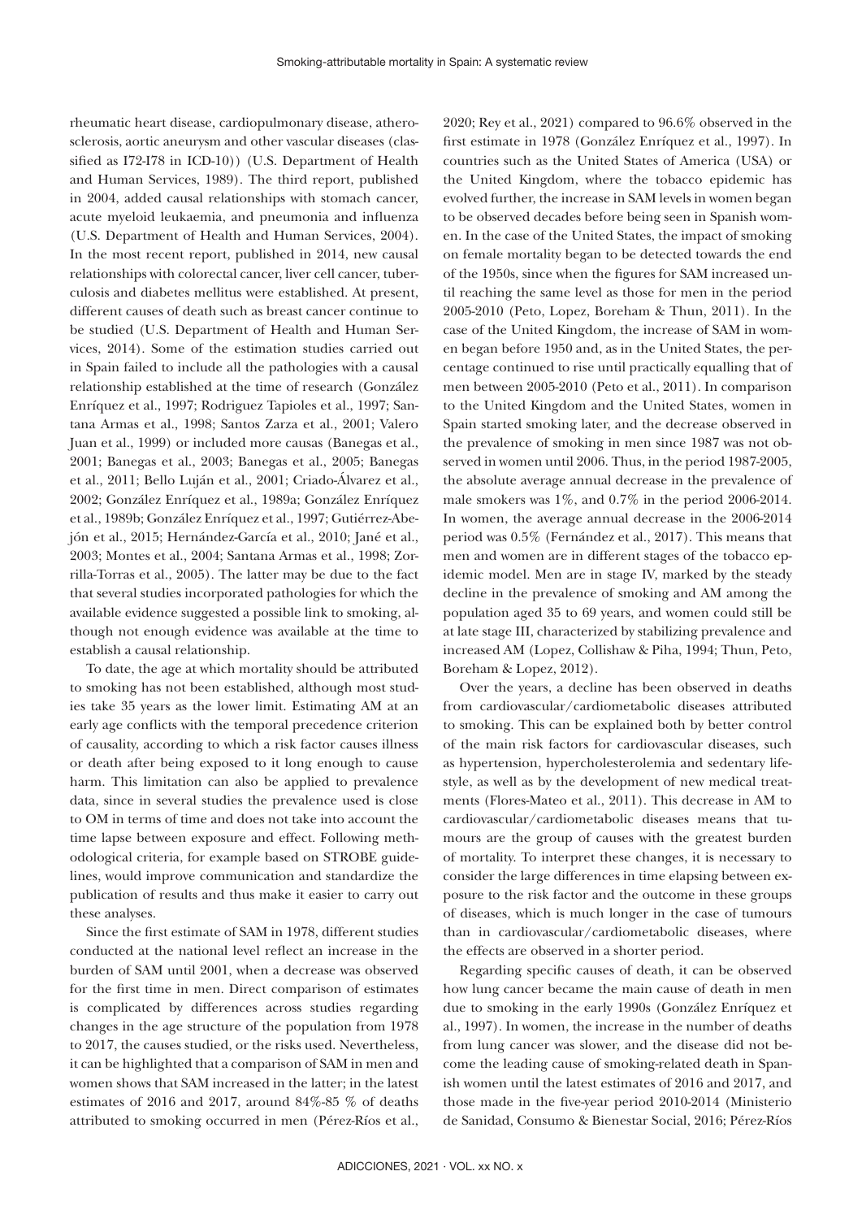rheumatic heart disease, cardiopulmonary disease, atherosclerosis, aortic aneurysm and other vascular diseases (classified as I72-I78 in ICD-10)) (U.S. Department of Health and Human Services, 1989). The third report, published in 2004, added causal relationships with stomach cancer, acute myeloid leukaemia, and pneumonia and influenza (U.S. Department of Health and Human Services, 2004). In the most recent report, published in 2014, new causal relationships with colorectal cancer, liver cell cancer, tuberculosis and diabetes mellitus were established. At present, different causes of death such as breast cancer continue to be studied (U.S. Department of Health and Human Services, 2014). Some of the estimation studies carried out in Spain failed to include all the pathologies with a causal relationship established at the time of research (González Enríquez et al., 1997; Rodriguez Tapioles et al., 1997; Santana Armas et al., 1998; Santos Zarza et al., 2001; Valero Juan et al., 1999) or included more causas (Banegas et al., 2001; Banegas et al., 2003; Banegas et al., 2005; Banegas et al., 2011; Bello Luján et al., 2001; Criado-Álvarez et al., 2002; González Enríquez et al., 1989a; González Enríquez et al., 1989b; González Enríquez et al., 1997; Gutiérrez-Abejón et al., 2015; Hernández-García et al., 2010; Jané et al., 2003; Montes et al., 2004; Santana Armas et al., 1998; Zorrilla-Torras et al., 2005). The latter may be due to the fact that several studies incorporated pathologies for which the available evidence suggested a possible link to smoking, although not enough evidence was available at the time to establish a causal relationship.

To date, the age at which mortality should be attributed to smoking has not been established, although most studies take 35 years as the lower limit. Estimating AM at an early age conflicts with the temporal precedence criterion of causality, according to which a risk factor causes illness or death after being exposed to it long enough to cause harm. This limitation can also be applied to prevalence data, since in several studies the prevalence used is close to OM in terms of time and does not take into account the time lapse between exposure and effect. Following methodological criteria, for example based on STROBE guidelines, would improve communication and standardize the publication of results and thus make it easier to carry out these analyses.

Since the first estimate of SAM in 1978, different studies conducted at the national level reflect an increase in the burden of SAM until 2001, when a decrease was observed for the first time in men. Direct comparison of estimates is complicated by differences across studies regarding changes in the age structure of the population from 1978 to 2017, the causes studied, or the risks used. Nevertheless, it can be highlighted that a comparison of SAM in men and women shows that SAM increased in the latter; in the latest estimates of 2016 and 2017, around 84%-85 % of deaths attributed to smoking occurred in men (Pérez-Ríos et al., 2020; Rey et al., 2021) compared to 96.6% observed in the first estimate in 1978 (González Enríquez et al., 1997). In countries such as the United States of America (USA) or the United Kingdom, where the tobacco epidemic has evolved further, the increase in SAM levels in women began to be observed decades before being seen in Spanish women. In the case of the United States, the impact of smoking on female mortality began to be detected towards the end of the 1950s, since when the figures for SAM increased until reaching the same level as those for men in the period 2005-2010 (Peto, Lopez, Boreham & Thun, 2011). In the case of the United Kingdom, the increase of SAM in women began before 1950 and, as in the United States, the percentage continued to rise until practically equalling that of men between 2005-2010 (Peto et al., 2011). In comparison to the United Kingdom and the United States, women in Spain started smoking later, and the decrease observed in the prevalence of smoking in men since 1987 was not observed in women until 2006. Thus, in the period 1987-2005, the absolute average annual decrease in the prevalence of male smokers was 1%, and 0.7% in the period 2006-2014. In women, the average annual decrease in the 2006-2014 period was 0.5% (Fernández et al., 2017). This means that men and women are in different stages of the tobacco epidemic model. Men are in stage IV, marked by the steady decline in the prevalence of smoking and AM among the population aged 35 to 69 years, and women could still be at late stage III, characterized by stabilizing prevalence and increased AM (Lopez, Collishaw & Piha, 1994; Thun, Peto, Boreham & Lopez, 2012).

Over the years, a decline has been observed in deaths from cardiovascular/cardiometabolic diseases attributed to smoking. This can be explained both by better control of the main risk factors for cardiovascular diseases, such as hypertension, hypercholesterolemia and sedentary lifestyle, as well as by the development of new medical treatments (Flores-Mateo et al., 2011). This decrease in AM to cardiovascular/cardiometabolic diseases means that tumours are the group of causes with the greatest burden of mortality. To interpret these changes, it is necessary to consider the large differences in time elapsing between exposure to the risk factor and the outcome in these groups of diseases, which is much longer in the case of tumours than in cardiovascular/cardiometabolic diseases, where the effects are observed in a shorter period.

Regarding specific causes of death, it can be observed how lung cancer became the main cause of death in men due to smoking in the early 1990s (González Enríquez et al., 1997). In women, the increase in the number of deaths from lung cancer was slower, and the disease did not become the leading cause of smoking-related death in Spanish women until the latest estimates of 2016 and 2017, and those made in the five-year period 2010-2014 (Ministerio de Sanidad, Consumo & Bienestar Social, 2016; Pérez-Ríos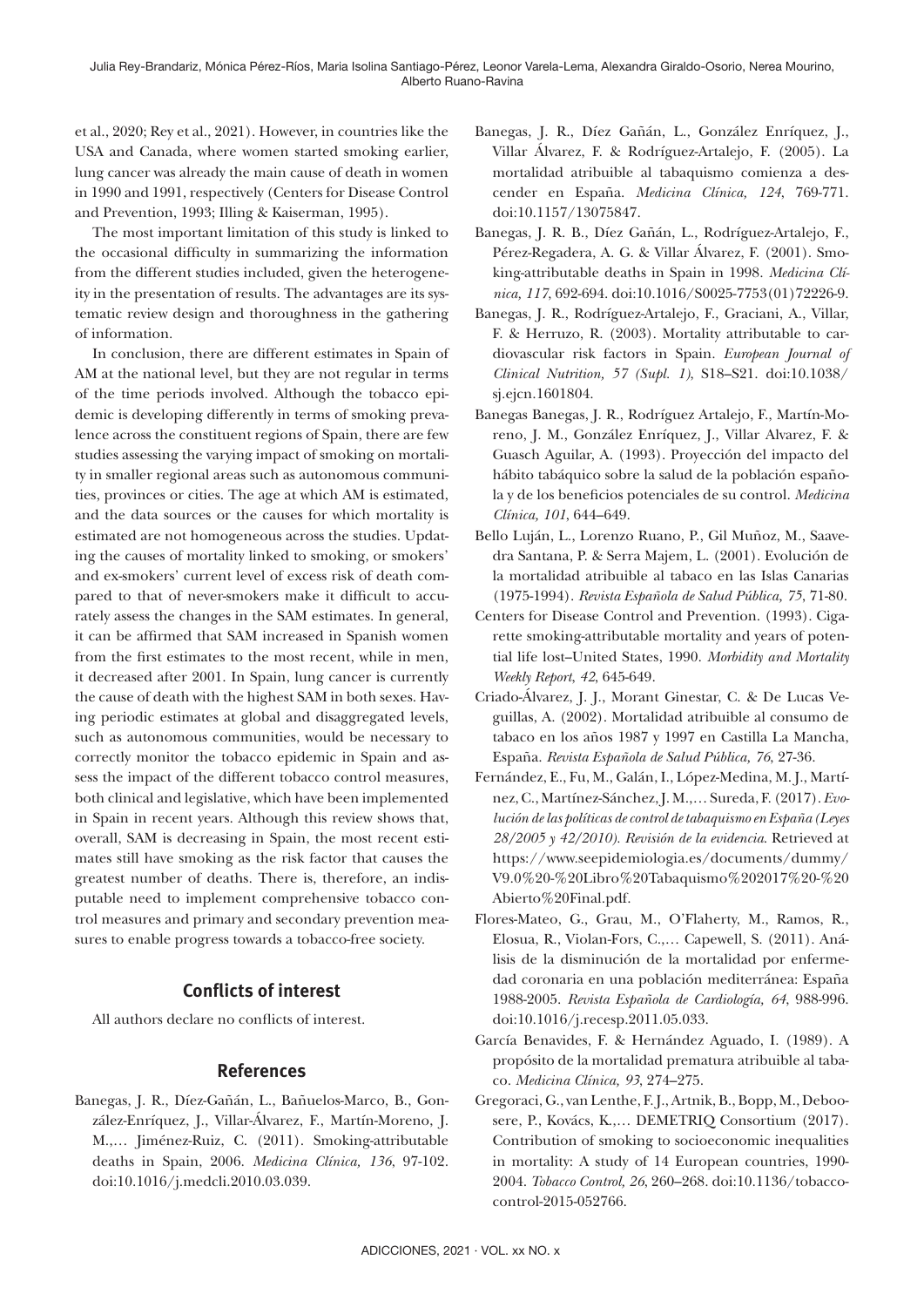et al., 2020; Rey et al., 2021). However, in countries like the USA and Canada, where women started smoking earlier, lung cancer was already the main cause of death in women in 1990 and 1991, respectively (Centers for Disease Control and Prevention, 1993; Illing & Kaiserman, 1995).

The most important limitation of this study is linked to the occasional difficulty in summarizing the information from the different studies included, given the heterogeneity in the presentation of results. The advantages are its systematic review design and thoroughness in the gathering of information.

In conclusion, there are different estimates in Spain of AM at the national level, but they are not regular in terms of the time periods involved. Although the tobacco epidemic is developing differently in terms of smoking prevalence across the constituent regions of Spain, there are few studies assessing the varying impact of smoking on mortality in smaller regional areas such as autonomous communities, provinces or cities. The age at which AM is estimated, and the data sources or the causes for which mortality is estimated are not homogeneous across the studies. Updating the causes of mortality linked to smoking, or smokers' and ex-smokers' current level of excess risk of death compared to that of never-smokers make it difficult to accurately assess the changes in the SAM estimates. In general, it can be affirmed that SAM increased in Spanish women from the first estimates to the most recent, while in men, it decreased after 2001. In Spain, lung cancer is currently the cause of death with the highest SAM in both sexes. Having periodic estimates at global and disaggregated levels, such as autonomous communities, would be necessary to correctly monitor the tobacco epidemic in Spain and assess the impact of the different tobacco control measures, both clinical and legislative, which have been implemented in Spain in recent years. Although this review shows that, overall, SAM is decreasing in Spain, the most recent estimates still have smoking as the risk factor that causes the greatest number of deaths. There is, therefore, an indisputable need to implement comprehensive tobacco control measures and primary and secondary prevention measures to enable progress towards a tobacco-free society.

## Conflicts of interest

All authors declare no conflicts of interest.

## References

Banegas, J. R., Díez-Gañán, L., Bañuelos-Marco, B., González-Enríquez, J., Villar-Álvarez, F., Martín-Moreno, J. M.,… Jiménez-Ruiz, C. (2011). Smoking-attributable deaths in Spain, 2006. *Medicina Clínica, 136*, 97-102. doi:10.1016/j.medcli.2010.03.039.

Banegas, J. R., Díez Gañán, L., González Enríquez, J., Villar Álvarez, F. & Rodríguez-Artalejo, F. (2005). La mortalidad atribuible al tabaquismo comienza a descender en España. *Medicina Clínica, 124*, 769-771. doi:10.1157/13075847.

Banegas, J. R. B., Díez Gañán, L., Rodríguez-Artalejo, F., Pérez-Regadera, A. G. & Villar Álvarez, F. (2001). Smoking-attributable deaths in Spain in 1998. *Medicina Clínica, 117*, 692-694. doi:10.1016/S0025-7753(01)72226-9.

Banegas, J. R., Rodríguez-Artalejo, F., Graciani, A., Villar, F. & Herruzo, R. (2003). Mortality attributable to cardiovascular risk factors in Spain. *European Journal of Clinical Nutrition, 57 (Supl. 1)*, S18–S21. doi:10.1038/sj.ejcn.1601804.

Banegas Banegas, J. R., Rodríguez Artalejo, F., Martín-Moreno, J. M., González Enríquez, J., Villar Alvarez, F. & Guasch Aguilar, A. (1993). Proyección del impacto del hábito tabáquico sobre la salud de la población española y de los beneficios potenciales de su control. *Medicina Clínica, 101*, 644–649.

Bello Luján, L., Lorenzo Ruano, P., Gil Muñoz, M., Saavedra Santana, P. & Serra Majem, L. (2001). Evolución de la mortalidad atribuible al tabaco en las Islas Canarias (1975-1994). *Revista Española de Salud Pública, 75*, 71-80.

Centers for Disease Control and Prevention. (1993). Cigarette smoking-attributable mortality and years of potential life lost–United States, 1990. *Morbidity and Mortality Weekly Report, 42*, 645-649.

Criado-Álvarez, J. J., Morant Ginestar, C. & De Lucas Veguillas, A. (2002). Mortalidad atribuible al consumo de tabaco en los años 1987 y 1997 en Castilla La Mancha, España. *Revista Española de Salud Pública, 76*, 27-36.

Fernández, E., Fu, M., Galán, I., López-Medina, M. J., Martínez, C., Martínez-Sánchez, J. M.,… Sureda, F. (2017). *Evolución de las políticas de control de tabaquismo en España (Leyes 28/2005 y 42/2010). Revisión de la evidencia*. Retrieved at https://www.seepidemiologia.es/documents/dummy/V9.0%20-%20Libro%20Tabaquismo%202017%20-%20Abierto%20Final.pdf.

Flores-Mateo, G., Grau, M., O'Flaherty, M., Ramos, R., Elosua, R., Violan-Fors, C.,… Capewell, S. (2011). Análisis de la disminución de la mortalidad por enfermedad coronaria en una población mediterránea: España 1988-2005. *Revista Española de Cardiología, 64*, 988-996. doi:10.1016/j.recesp.2011.05.033.

García Benavides, F. & Hernández Aguado, I. (1989). A propósito de la mortalidad prematura atribuible al tabaco. *Medicina Clínica, 93*, 274–275.

Gregoraci, G., van Lenthe, F. J., Artnik, B., Bopp, M., Deboosere, P., Kovács, K.,… DEMETRIQ Consortium (2017). Contribution of smoking to socioeconomic inequalities in mortality: A study of 14 European countries, 1990-2004. *Tobacco Control, 26*, 260–268. doi:10.1136/tobaccocontrol-2015-052766.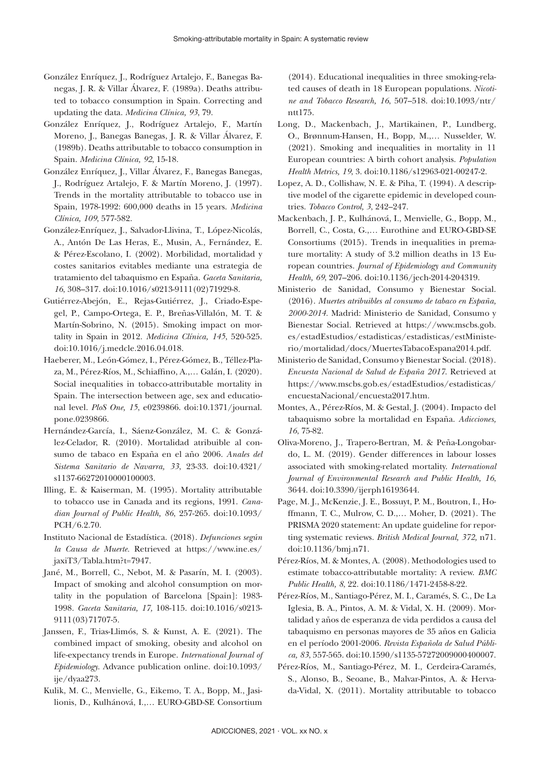González Enríquez, J., Rodríguez Artalejo, F., Banegas Banegas, J. R. & Villar Álvarez, F. (1989a). Deaths attributed to tobacco consumption in Spain. Correcting and updating the data. *Medicina Clínica, 93*, 79.

González Enríquez, J., Rodríguez Artalejo, F., Martín Moreno, J., Banegas Banegas, J. R. & Villar Álvarez, F. (1989b). Deaths attributable to tobacco consumption in Spain. *Medicina Clínica, 92*, 15-18.

González Enríquez, J., Villar Álvarez, F., Banegas Banegas, J., Rodríguez Artalejo, F. & Martín Moreno, J. (1997). Trends in the mortality attributable to tobacco use in Spain, 1978-1992: 600,000 deaths in 15 years. *Medicina Clínica, 109*, 577-582.

González-Enríquez, J., Salvador-Llivina, T., López-Nicolás, A., Antón De Las Heras, E., Musin, A., Fernández, E. & Pérez-Escolano, I. (2002). Morbilidad, mortalidad y costes sanitarios evitables mediante una estrategia de tratamiento del tabaquismo en España. *Gaceta Sanitaria, 16*, 308–317. doi:10.1016/s0213-9111(02)71929-8.

Gutiérrez-Abejón, E., Rejas-Gutiérrez, J., Criado-Espegel, P., Campo-Ortega, E. P., Breñas-Villalón, M. T. & Martín-Sobrino, N. (2015). Smoking impact on mortality in Spain in 2012. *Medicina Clínica, 145*, 520-525. doi:10.1016/j.medcle.2016.04.018.

Haeberer, M., León-Gómez, I., Pérez-Gómez, B., Téllez-Plaza, M., Pérez-Ríos, M., Schiaffino, A.,… Galán, I. (2020). Social inequalities in tobacco-attributable mortality in Spain. The intersection between age, sex and educational level. *PloS One, 15*, e0239866. doi:10.1371/journal.pone.0239866.

Hernández-García, I., Sáenz-González, M. C. & González-Celador, R. (2010). Mortalidad atribuible al consumo de tabaco en España en el año 2006. *Anales del Sistema Sanitario de Navarra, 33*, 23-33. doi:10.4321/s1137-66272010000100003.

Illing, E. & Kaiserman, M. (1995). Mortality attributable to tobacco use in Canada and its regions, 1991. *Canadian Journal of Public Health, 86*, 257-265. doi:10.1093/PCH/6.2.70.

Instituto Nacional de Estadística. (2018). *Defunciones según la Causa de Muerte*. Retrieved at https://www.ine.es/jaxiT3/Tabla.htm?t=7947.

Jané, M., Borrell, C., Nebot, M. & Pasarín, M. I. (2003). Impact of smoking and alcohol consumption on mortality in the population of Barcelona [Spain]: 1983-1998. *Gaceta Sanitaria, 17,* 108-115. doi:10.1016/s0213-9111(03)71707-5.

Janssen, F., Trias-Llimós, S. & Kunst, A. E. (2021). The combined impact of smoking, obesity and alcohol on life-expectancy trends in Europe. *International Journal of Epidemiology*. Advance publication online. doi:10.1093/ije/dyaa273.

Kulik, M. C., Menvielle, G., Eikemo, T. A., Bopp, M., Jasilionis, D., Kulhánová, I.,… EURO-GBD-SE Consortium (2014). Educational inequalities in three smoking-related causes of death in 18 European populations. *Nicotine and Tobacco Research, 16*, 507–518. doi:10.1093/ntr/ntt175.

Long, D., Mackenbach, J., Martikainen, P., Lundberg, O., Brønnum-Hansen, H., Bopp, M.,… Nusselder, W. (2021). Smoking and inequalities in mortality in 11 European countries: A birth cohort analysis. *Population Health Metrics, 19*, 3. doi:10.1186/s12963-021-00247-2.

Lopez, A. D., Collishaw, N. E. & Piha, T. (1994). A descriptive model of the cigarette epidemic in developed countries. *Tobacco Control, 3*, 242–247.

Mackenbach, J. P., Kulhánová, I., Menvielle, G., Bopp, M., Borrell, C., Costa, G.,… Eurothine and EURO-GBD-SE Consortiums (2015). Trends in inequalities in premature mortality: A study of 3.2 million deaths in 13 European countries. *Journal of Epidemiology and Community Health, 69*, 207–206. doi:10.1136/jech-2014-204319.

Ministerio de Sanidad, Consumo y Bienestar Social. (2016). *Muertes atribuibles al consumo de tabaco en España, 2000-2014.* Madrid: Ministerio de Sanidad, Consumo y Bienestar Social. Retrieved at https://www.mscbs.gob.es/estadEstudios/estadisticas/estadisticas/estMinisterio/mortalidad/docs/MuertesTabacoEspana2014.pdf.

Ministerio de Sanidad, Consumo y Bienestar Social. (2018). *Encuesta Nacional de Salud de España 2017*. Retrieved at https://www.mscbs.gob.es/estadEstudios/estadisticas/encuestaNacional/encuesta2017.htm.

Montes, A., Pérez-Ríos, M. & Gestal, J. (2004). Impacto del tabaquismo sobre la mortalidad en España. *Adicciones, 16*, 75-82.

Oliva-Moreno, J., Trapero-Bertran, M. & Peña-Longobardo, L. M. (2019). Gender differences in labour losses associated with smoking-related mortality. *International Journal of Environmental Research and Public Health, 16*, 3644. doi:10.3390/ijerph16193644.

Page, M. J., McKenzie, J. E., Bossuyt, P. M., Boutron, I., Hoffmann, T. C., Mulrow, C. D.,… Moher, D. (2021). The PRISMA 2020 statement: An update guideline for reporting systematic reviews. *British Medical Journal, 372,* n71. doi:10.1136/bmj.n71.

Pérez-Ríos, M. & Montes, A. (2008). Methodologies used to estimate tobacco-attributable mortality: A review. *BMC Public Health, 8*, 22. doi:10.1186/1471-2458-8-22.

Pérez-Ríos, M., Santiago-Pérez, M. I., Caramés, S. C., De La Iglesia, B. A., Pintos, A. M. & Vidal, X. H. (2009). Mortalidad y años de esperanza de vida perdidos a causa del tabaquismo en personas mayores de 35 años en Galicia en el período 2001-2006. *Revista Española de Salud Pública, 83*, 557-565. doi:10.1590/s1135-57272009000400007.

Pérez-Ríos, M., Santiago-Pérez, M. I., Cerdeira-Caramés, S., Alonso, B., Seoane, B., Malvar-Pintos, A. & Hervada-Vidal, X. (2011). Mortality attributable to tobacco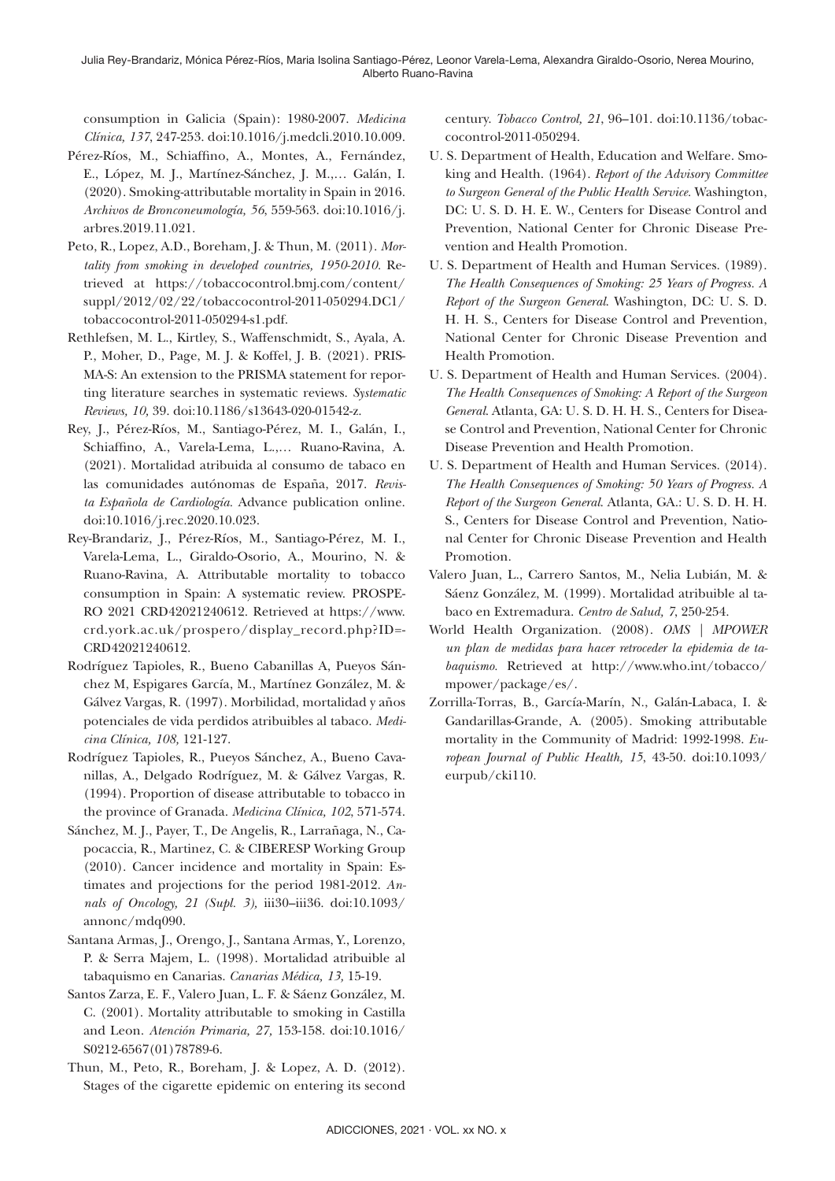consumption in Galicia (Spain): 1980-2007. *Medicina Clínica, 137*, 247-253. doi:10.1016/j.medcli.2010.10.009.

Pérez-Ríos, M., Schiaffino, A., Montes, A., Fernández, E., López, M. J., Martínez-Sánchez, J. M.,… Galán, I. (2020). Smoking-attributable mortality in Spain in 2016. *Archivos de Bronconeumología, 56*, 559-563. doi:10.1016/j.arbres.2019.11.021.

Peto, R., Lopez, A.D., Boreham, J. & Thun, M. (2011). *Mortality from smoking in developed countries, 1950-2010*. Retrieved at https://tobaccocontrol.bmj.com/content/suppl/2012/02/22/tobaccocontrol-2011-050294.DC1/tobaccocontrol-2011-050294-s1.pdf.

Rethlefsen, M. L., Kirtley, S., Waffenschmidt, S., Ayala, A. P., Moher, D., Page, M. J. & Koffel, J. B. (2021). PRISMA-S: An extension to the PRISMA statement for reporting literature searches in systematic reviews. *Systematic Reviews, 10*, 39. doi:10.1186/s13643-020-01542-z.

Rey, J., Pérez-Ríos, M., Santiago-Pérez, M. I., Galán, I., Schiaffino, A., Varela-Lema, L.,… Ruano-Ravina, A. (2021). Mortalidad atribuida al consumo de tabaco en las comunidades autónomas de España, 2017. *Revista Española de Cardiología*. Advance publication online. doi:10.1016/j.rec.2020.10.023.

Rey-Brandariz, J., Pérez-Ríos, M., Santiago-Pérez, M. I., Varela-Lema, L., Giraldo-Osorio, A., Mourino, N. & Ruano-Ravina, A. Attributable mortality to tobacco consumption in Spain: A systematic review. PROSPERO 2021 CRD42021240612. Retrieved at https://www.crd.york.ac.uk/prospero/display_record.php?ID=CRD42021240612.

Rodríguez Tapioles, R., Bueno Cabanillas A, Pueyos Sánchez M, Espigares García, M., Martínez González, M. & Gálvez Vargas, R. (1997). Morbilidad, mortalidad y años potenciales de vida perdidos atribuibles al tabaco. *Medicina Clínica, 108,* 121-127.

Rodríguez Tapioles, R., Pueyos Sánchez, A., Bueno Cavanillas, A., Delgado Rodríguez, M. & Gálvez Vargas, R. (1994). Proportion of disease attributable to tobacco in the province of Granada. *Medicina Clínica, 102*, 571-574.

Sánchez, M. J., Payer, T., De Angelis, R., Larrañaga, N., Capocaccia, R., Martinez, C. & CIBERESP Working Group (2010). Cancer incidence and mortality in Spain: Estimates and projections for the period 1981-2012. *Annals of Oncology, 21 (Supl. 3),* iii30–iii36. doi:10.1093/annonc/mdq090.

Santana Armas, J., Orengo, J., Santana Armas, Y., Lorenzo, P. & Serra Majem, L. (1998). Mortalidad atribuible al tabaquismo en Canarias. *Canarias Médica, 13,* 15-19.

Santos Zarza, E. F., Valero Juan, L. F. & Sáenz González, M. C. (2001). Mortality attributable to smoking in Castilla and Leon. *Atención Primaria, 27,* 153-158. doi:10.1016/S0212-6567(01)78789-6.

Thun, M., Peto, R., Boreham, J. & Lopez, A. D. (2012). Stages of the cigarette epidemic on entering its second century. *Tobacco Control, 21*, 96–101. doi:10.1136/tobaccocontrol-2011-050294.

U. S. Department of Health, Education and Welfare. Smoking and Health. (1964). *Report of the Advisory Committee to Surgeon General of the Public Health Service*. Washington, DC: U. S. D. H. E. W., Centers for Disease Control and Prevention, National Center for Chronic Disease Prevention and Health Promotion.

U. S. Department of Health and Human Services. (1989). *The Health Consequences of Smoking: 25 Years of Progress. A Report of the Surgeon General*. Washington, DC: U. S. D. H. H. S., Centers for Disease Control and Prevention, National Center for Chronic Disease Prevention and Health Promotion.

U. S. Department of Health and Human Services. (2004). *The Health Consequences of Smoking: A Report of the Surgeon General*. Atlanta, GA: U. S. D. H. H. S., Centers for Disease Control and Prevention, National Center for Chronic Disease Prevention and Health Promotion.

U. S. Department of Health and Human Services. (2014). *The Health Consequences of Smoking: 50 Years of Progress. A Report of the Surgeon General*. Atlanta, GA.: U. S. D. H. H. S., Centers for Disease Control and Prevention, National Center for Chronic Disease Prevention and Health Promotion.

Valero Juan, L., Carrero Santos, M., Nelia Lubián, M. & Sáenz González, M. (1999). Mortalidad atribuible al tabaco en Extremadura. *Centro de Salud, 7*, 250-254.

World Health Organization. (2008). *OMS | MPOWER un plan de medidas para hacer retroceder la epidemia de tabaquismo.* Retrieved at http://www.who.int/tobacco/mpower/package/es/.

Zorrilla-Torras, B., García-Marín, N., Galán-Labaca, I. & Gandarillas-Grande, A. (2005). Smoking attributable mortality in the Community of Madrid: 1992-1998. *European Journal of Public Health, 15*, 43-50. doi:10.1093/eurpub/cki110.